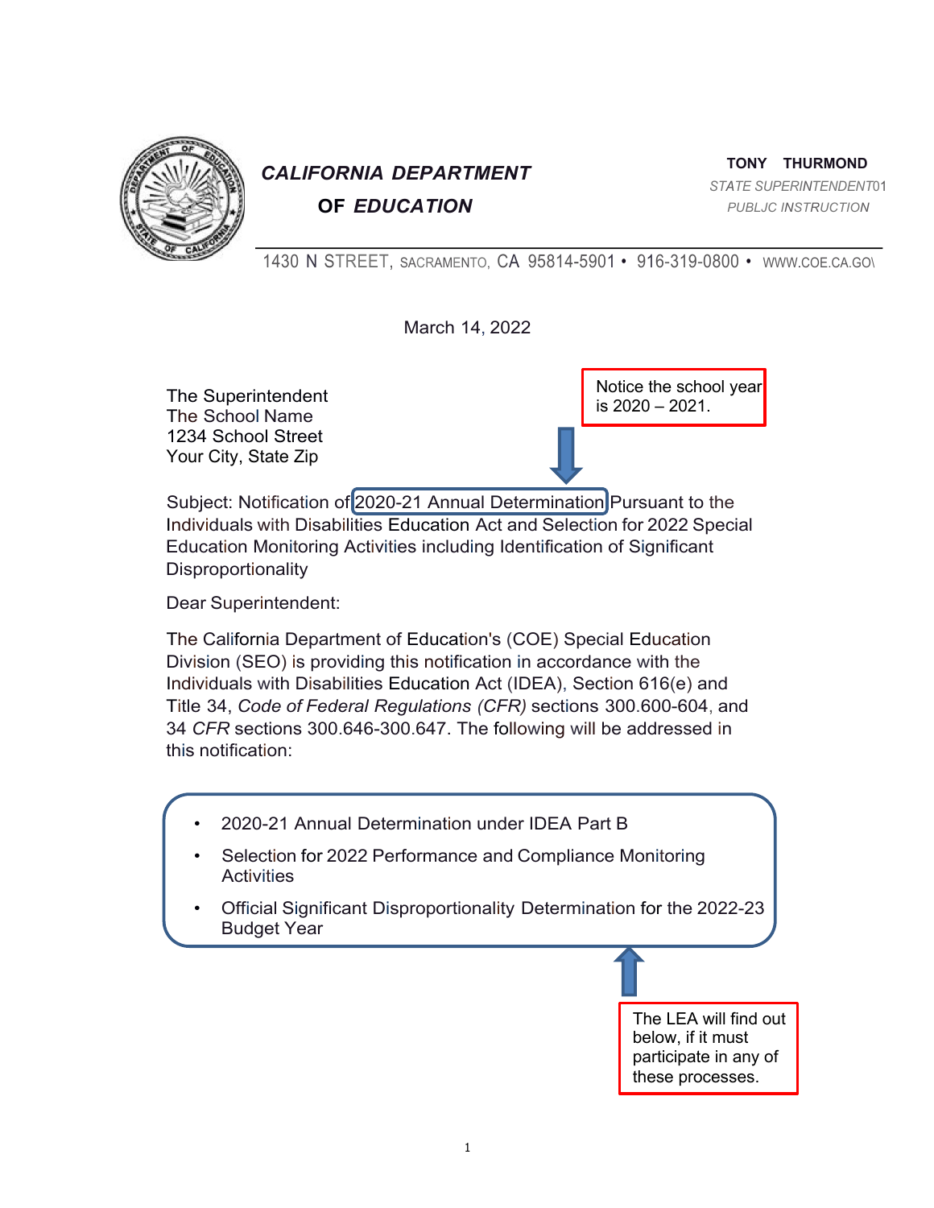**CALIFORNIA DEPARTMENT OF EDUCATION**

**TONY THURMOND**
STATE SUPERINTENDENT01
PUBLJC INSTRUCTION

1430 N STREET, SACRAMENTO, CA 95814-5901 • 916-319-0800 • WWW.COE.CA.GO\

March 14, 2022

The Superintendent
The School Name
1234 School Street
Your City, State Zip

Notice the school year is 2020 – 2021.

Subject: Notification of 2020-21 Annual Determination Pursuant to the Individuals with Disabilities Education Act and Selection for 2022 Special Education Monitoring Activities including Identification of Significant Disproportionality

Dear Superintendent:

The California Department of Education's (COE) Special Education Division (SEO) is providing this notification in accordance with the Individuals with Disabilities Education Act (IDEA), Section 616(e) and Title 34, *Code of Federal Regulations (CFR)* sections 300.600-604, and 34 *CFR* sections 300.646-300.647. The following will be addressed in this notification:

- 2020-21 Annual Determination under IDEA Part B
- Selection for 2022 Performance and Compliance Monitoring Activities
- Official Significant Disproportionality Determination for the 2022-23 Budget Year

The LEA will find out below, if it must participate in any of these processes.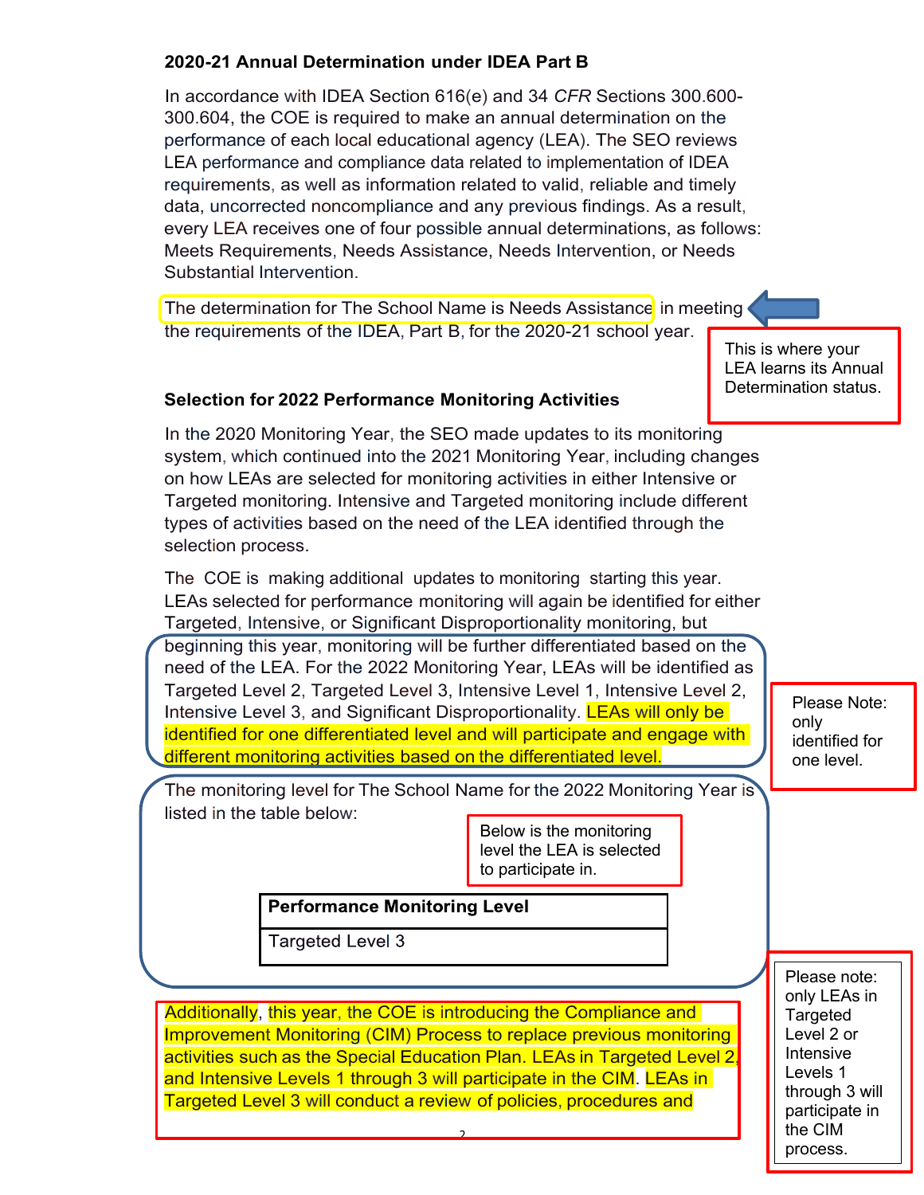### 2020-21 Annual Determination under IDEA Part B

In accordance with IDEA Section 616(e) and 34 *CFR* Sections 300.600-300.604, the COE is required to make an annual determination on the performance of each local educational agency (LEA). The SEO reviews LEA performance and compliance data related to implementation of IDEA requirements, as well as information related to valid, reliable and timely data, uncorrected noncompliance and any previous findings. As a result, every LEA receives one of four possible annual determinations, as follows: Meets Requirements, Needs Assistance, Needs Intervention, or Needs Substantial Intervention.

The determination for The School Name is Needs Assistance in meeting the requirements of the IDEA, Part B, for the 2020-21 school year.

This is where your LEA learns its Annual Determination status.

### Selection for 2022 Performance Monitoring Activities

In the 2020 Monitoring Year, the SEO made updates to its monitoring system, which continued into the 2021 Monitoring Year, including changes on how LEAs are selected for monitoring activities in either Intensive or Targeted monitoring. Intensive and Targeted monitoring include different types of activities based on the need of the LEA identified through the selection process.

The COE is making additional updates to monitoring starting this year. LEAs selected for performance monitoring will again be identified for either Targeted, Intensive, or Significant Disproportionality monitoring, but beginning this year, monitoring will be further differentiated based on the need of the LEA. For the 2022 Monitoring Year, LEAs will be identified as Targeted Level 2, Targeted Level 3, Intensive Level 1, Intensive Level 2, Intensive Level 3, and Significant Disproportionality. LEAs will only be identified for one differentiated level and will participate and engage with different monitoring activities based on the differentiated level.

Please Note: only identified for one level.

The monitoring level for The School Name for the 2022 Monitoring Year is listed in the table below:

Below is the monitoring level the LEA is selected to participate in.

| Performance Monitoring Level |
|---|
| Targeted Level 3 |

Additionally, this year, the COE is introducing the Compliance and Improvement Monitoring (CIM) Process to replace previous monitoring activities such as the Special Education Plan. LEAs in Targeted Level 2, and Intensive Levels 1 through 3 will participate in the CIM. LEAs in Targeted Level 3 will conduct a review of policies, procedures and

Please note: only LEAs in Targeted Level 2 or Intensive Levels 1 through 3 will participate in the CIM process.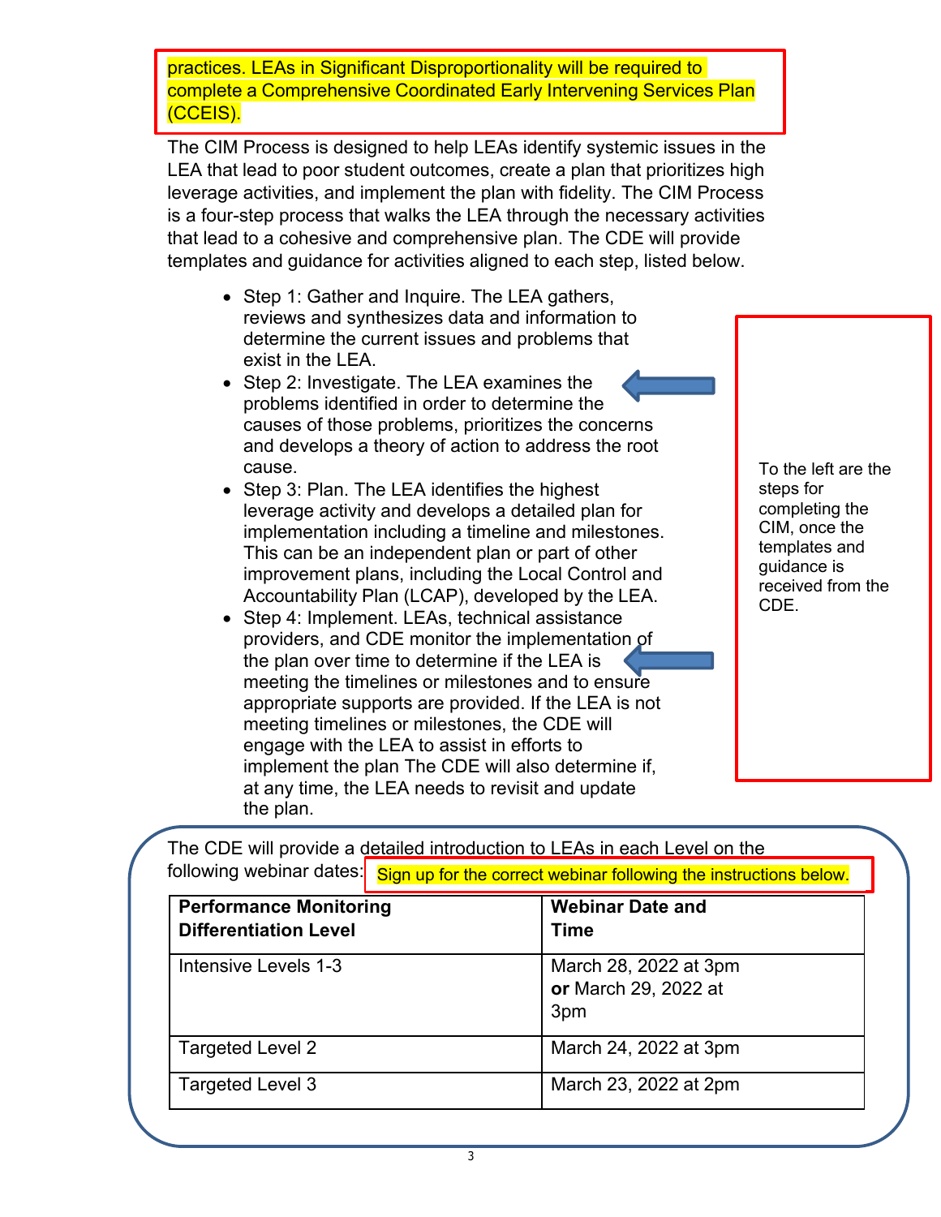practices. LEAs in Significant Disproportionality will be required to complete a Comprehensive Coordinated Early Intervening Services Plan (CCEIS).

The CIM Process is designed to help LEAs identify systemic issues in the LEA that lead to poor student outcomes, create a plan that prioritizes high leverage activities, and implement the plan with fidelity. The CIM Process is a four-step process that walks the LEA through the necessary activities that lead to a cohesive and comprehensive plan. The CDE will provide templates and guidance for activities aligned to each step, listed below.

- Step 1: Gather and Inquire. The LEA gathers, reviews and synthesizes data and information to determine the current issues and problems that exist in the LEA.
- Step 2: Investigate. The LEA examines the problems identified in order to determine the causes of those problems, prioritizes the concerns and develops a theory of action to address the root cause.
- Step 3: Plan. The LEA identifies the highest leverage activity and develops a detailed plan for implementation including a timeline and milestones. This can be an independent plan or part of other improvement plans, including the Local Control and Accountability Plan (LCAP), developed by the LEA.
- Step 4: Implement. LEAs, technical assistance providers, and CDE monitor the implementation of the plan over time to determine if the LEA is meeting the timelines or milestones and to ensure appropriate supports are provided. If the LEA is not meeting timelines or milestones, the CDE will engage with the LEA to assist in efforts to implement the plan The CDE will also determine if, at any time, the LEA needs to revisit and update the plan.

To the left are the steps for completing the CIM, once the templates and guidance is received from the CDE.

The CDE will provide a detailed introduction to LEAs in each Level on the following webinar dates:

Sign up for the correct webinar following the instructions below.

| Performance Monitoring Differentiation Level | Webinar Date and Time |
|---|---|
| Intensive Levels 1-3 | March 28, 2022 at 3pm **or** March 29, 2022 at 3pm |
| Targeted Level 2 | March 24, 2022 at 3pm |
| Targeted Level 3 | March 23, 2022 at 2pm |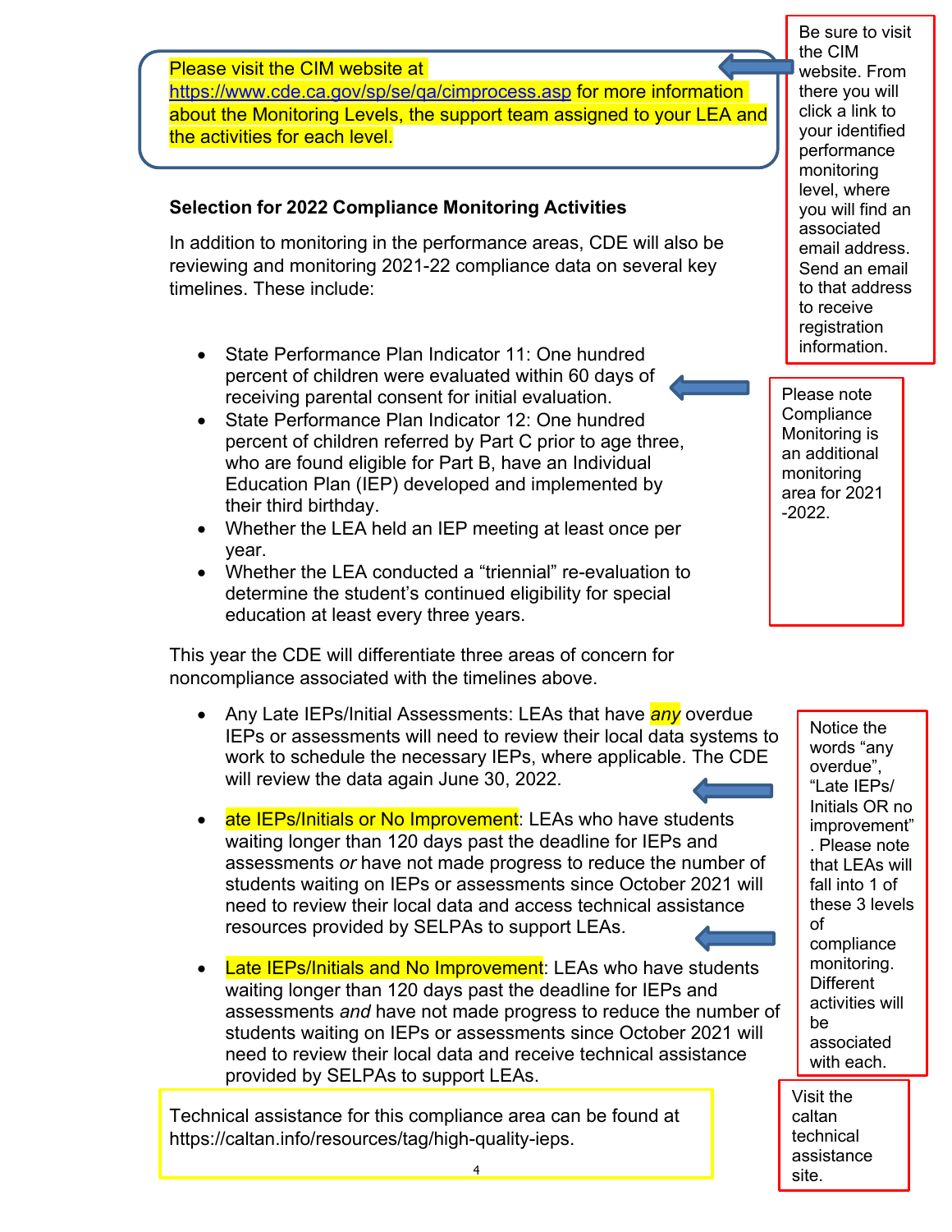Please visit the CIM website at https://www.cde.ca.gov/sp/se/qa/cimprocess.asp for more information about the Monitoring Levels, the support team assigned to your LEA and the activities for each level.

Be sure to visit the CIM website. From there you will click a link to your identified performance monitoring level, where you will find an associated email address. Send an email to that address to receive registration information.

**Selection for 2022 Compliance Monitoring Activities**

In addition to monitoring in the performance areas, CDE will also be reviewing and monitoring 2021-22 compliance data on several key timelines. These include:

- State Performance Plan Indicator 11: One hundred percent of children were evaluated within 60 days of receiving parental consent for initial evaluation.
- State Performance Plan Indicator 12: One hundred percent of children referred by Part C prior to age three, who are found eligible for Part B, have an Individual Education Plan (IEP) developed and implemented by their third birthday.
- Whether the LEA held an IEP meeting at least once per year.
- Whether the LEA conducted a "triennial" re-evaluation to determine the student's continued eligibility for special education at least every three years.

Please note Compliance Monitoring is an additional monitoring area for 2021 -2022.

This year the CDE will differentiate three areas of concern for noncompliance associated with the timelines above.

- Any Late IEPs/Initial Assessments: LEAs that have *any* overdue IEPs or assessments will need to review their local data systems to work to schedule the necessary IEPs, where applicable. The CDE will review the data again June 30, 2022.
- ate IEPs/Initials or No Improvement: LEAs who have students waiting longer than 120 days past the deadline for IEPs and assessments *or* have not made progress to reduce the number of students waiting on IEPs or assessments since October 2021 will need to review their local data and access technical assistance resources provided by SELPAs to support LEAs.
- Late IEPs/Initials and No Improvement: LEAs who have students waiting longer than 120 days past the deadline for IEPs and assessments *and* have not made progress to reduce the number of students waiting on IEPs or assessments since October 2021 will need to review their local data and receive technical assistance provided by SELPAs to support LEAs.

Notice the words "any overdue", "Late IEPs/ Initials OR no improvement" . Please note that LEAs will fall into 1 of these 3 levels of compliance monitoring. Different activities will be associated with each.

Technical assistance for this compliance area can be found at https://caltan.info/resources/tag/high-quality-ieps.

Visit the caltan technical assistance site.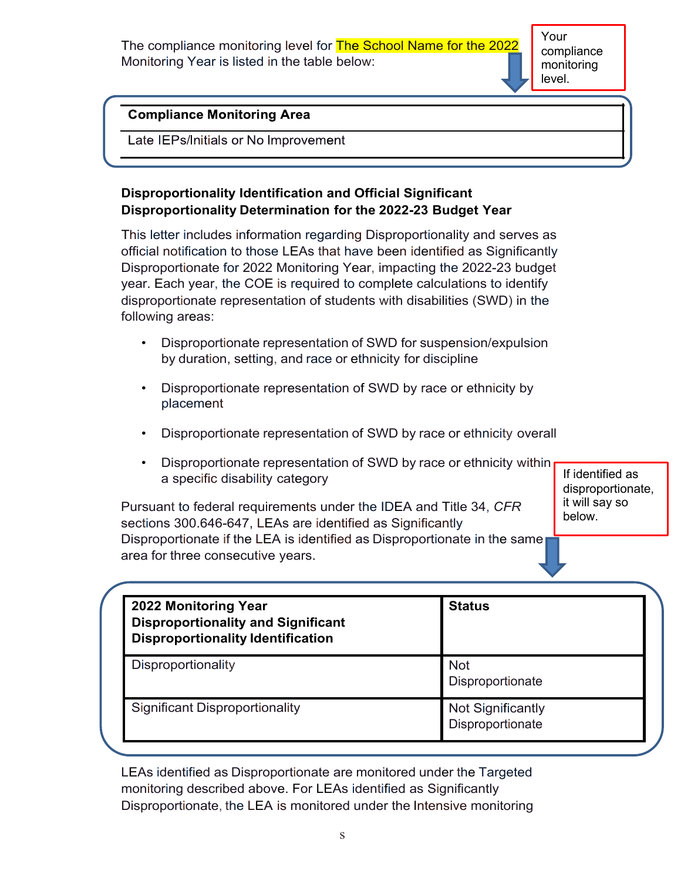The compliance monitoring level for The School Name for the 2022 Monitoring Year is listed in the table below:

Your compliance monitoring level.

| Compliance Monitoring Area |
| --- |
| Late IEPs/Initials or No Improvement |

**Disproportionality Identification and Official Significant Disproportionality Determination for the 2022-23 Budget Year**

This letter includes information regarding Disproportionality and serves as official notification to those LEAs that have been identified as Significantly Disproportionate for 2022 Monitoring Year, impacting the 2022-23 budget year. Each year, the COE is required to complete calculations to identify disproportionate representation of students with disabilities (SWD) in the following areas:

- Disproportionate representation of SWD for suspension/expulsion by duration, setting, and race or ethnicity for discipline
- Disproportionate representation of SWD by race or ethnicity by placement
- Disproportionate representation of SWD by race or ethnicity overall
- Disproportionate representation of SWD by race or ethnicity within a specific disability category

If identified as disproportionate, it will say so below.

Pursuant to federal requirements under the IDEA and Title 34, *CFR* sections 300.646-647, LEAs are identified as Significantly Disproportionate if the LEA is identified as Disproportionate in the same area for three consecutive years.

| 2022 Monitoring Year Disproportionality and Significant Disproportionality Identification | Status |
| --- | --- |
| Disproportionality | Not Disproportionate |
| Significant Disproportionality | Not Significantly Disproportionate |

LEAs identified as Disproportionate are monitored under the Targeted monitoring described above. For LEAs identified as Significantly Disproportionate, the LEA is monitored under the Intensive monitoring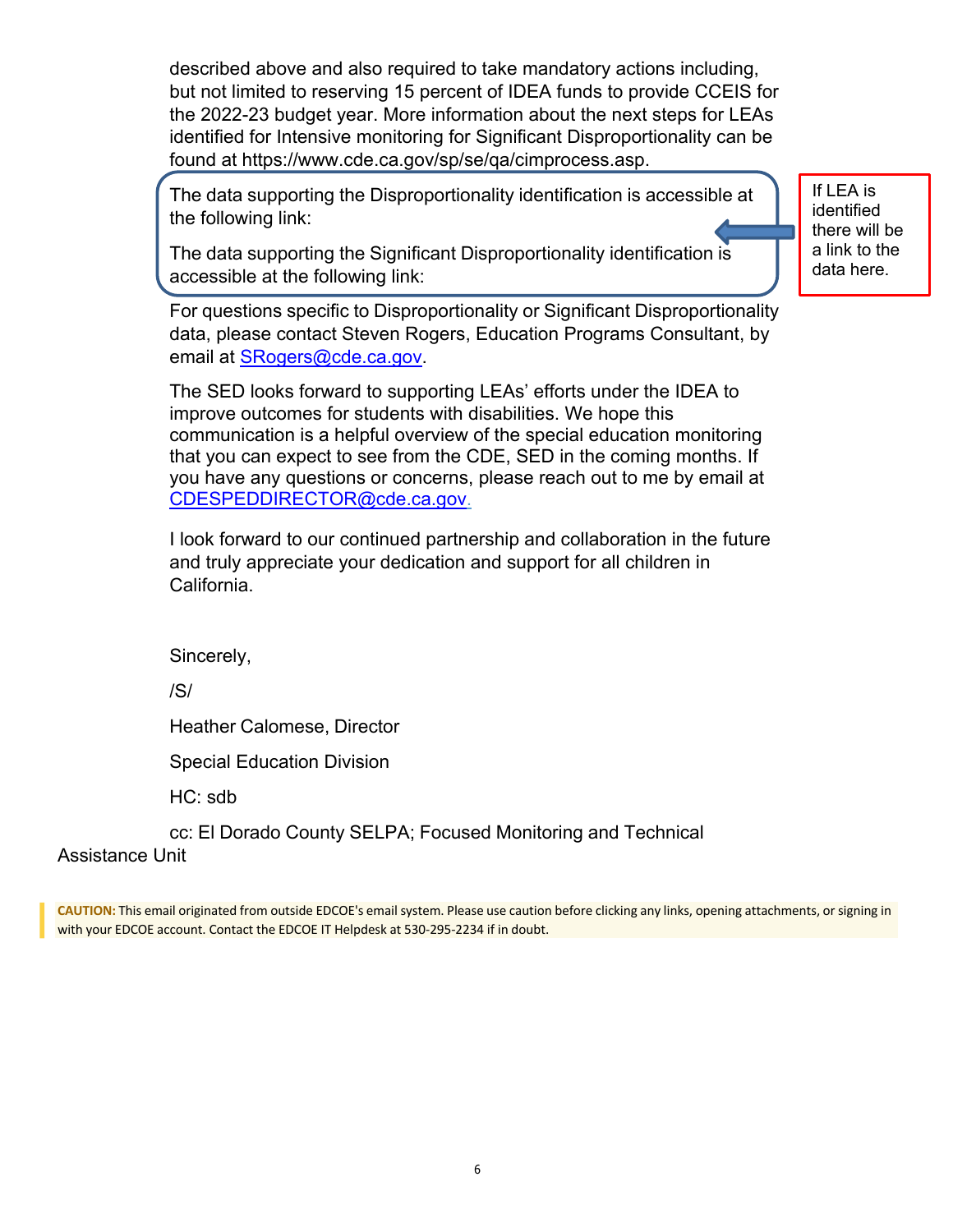described above and also required to take mandatory actions including, but not limited to reserving 15 percent of IDEA funds to provide CCEIS for the 2022-23 budget year. More information about the next steps for LEAs identified for Intensive monitoring for Significant Disproportionality can be found at https://www.cde.ca.gov/sp/se/qa/cimprocess.asp.

The data supporting the Disproportionality identification is accessible at the following link:

The data supporting the Significant Disproportionality identification is accessible at the following link:

If LEA is identified there will be a link to the data here.

For questions specific to Disproportionality or Significant Disproportionality data, please contact Steven Rogers, Education Programs Consultant, by email at SRogers@cde.ca.gov.

The SED looks forward to supporting LEAs' efforts under the IDEA to improve outcomes for students with disabilities. We hope this communication is a helpful overview of the special education monitoring that you can expect to see from the CDE, SED in the coming months. If you have any questions or concerns, please reach out to me by email at CDESPEDDIRECTOR@cde.ca.gov.

I look forward to our continued partnership and collaboration in the future and truly appreciate your dedication and support for all children in California.

Sincerely,

/S/

Heather Calomese, Director

Special Education Division

HC: sdb

cc: El Dorado County SELPA; Focused Monitoring and Technical Assistance Unit

**CAUTION:** This email originated from outside EDCOE's email system. Please use caution before clicking any links, opening attachments, or signing in with your EDCOE account. Contact the EDCOE IT Helpdesk at 530-295-2234 if in doubt.